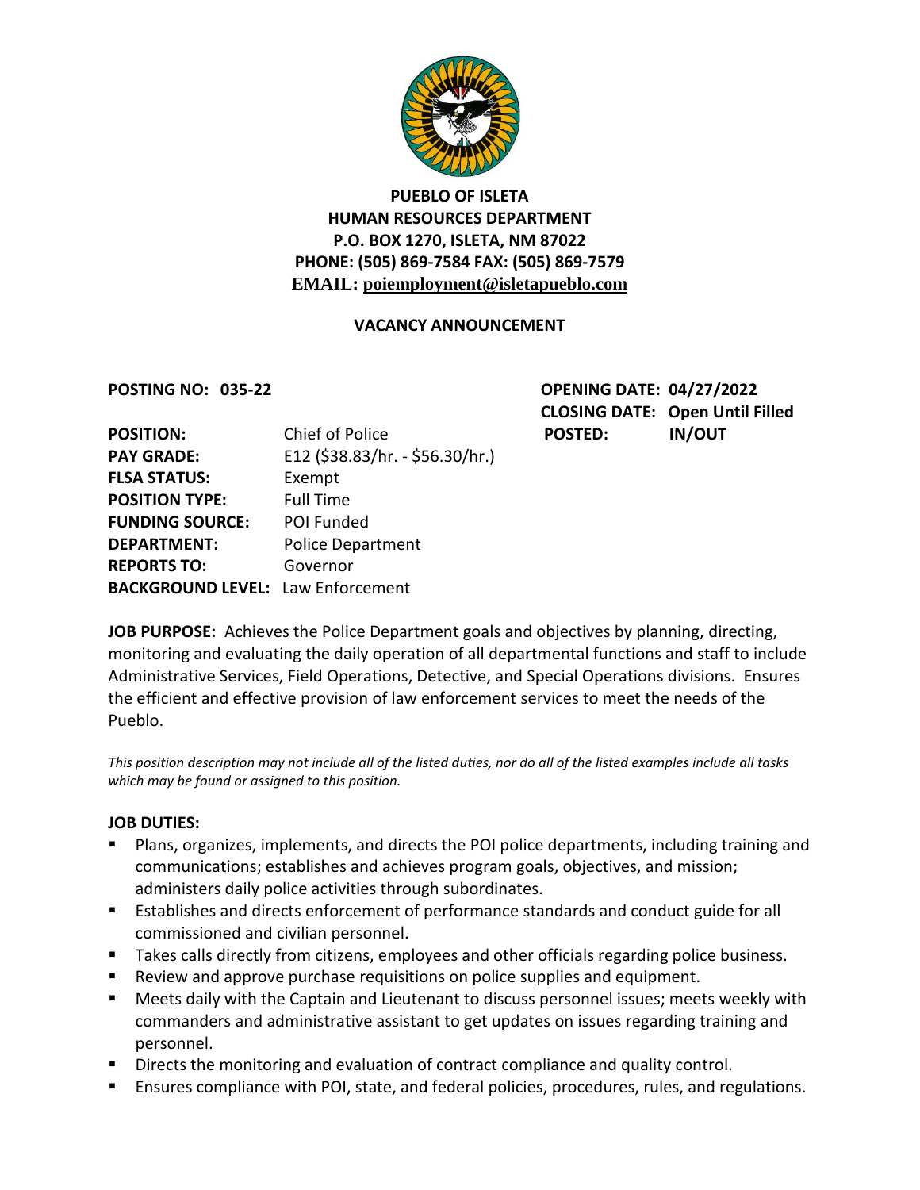**PUEBLO OF ISLETA**
**HUMAN RESOURCES DEPARTMENT**
**P.O. BOX 1270, ISLETA, NM 87022**
**PHONE: (505) 869-7584 FAX: (505) 869-7579**
**EMAIL: poiemployment@isletapueblo.com**

## VACANCY ANNOUNCEMENT

**POSTING NO: 035-22**

**OPENING DATE:** 04/27/2022
**CLOSING DATE:** Open Until Filled
**POSTED:** IN/OUT

**POSITION:** Chief of Police
**PAY GRADE:** E12 ($38.83/hr. - $56.30/hr.)
**FLSA STATUS:** Exempt
**POSITION TYPE:** Full Time
**FUNDING SOURCE:** POI Funded
**DEPARTMENT:** Police Department
**REPORTS TO:** Governor
**BACKGROUND LEVEL:** Law Enforcement

**JOB PURPOSE:** Achieves the Police Department goals and objectives by planning, directing, monitoring and evaluating the daily operation of all departmental functions and staff to include Administrative Services, Field Operations, Detective, and Special Operations divisions. Ensures the efficient and effective provision of law enforcement services to meet the needs of the Pueblo.

*This position description may not include all of the listed duties, nor do all of the listed examples include all tasks which may be found or assigned to this position.*

**JOB DUTIES:**

- Plans, organizes, implements, and directs the POI police departments, including training and communications; establishes and achieves program goals, objectives, and mission; administers daily police activities through subordinates.
- Establishes and directs enforcement of performance standards and conduct guide for all commissioned and civilian personnel.
- Takes calls directly from citizens, employees and other officials regarding police business.
- Review and approve purchase requisitions on police supplies and equipment.
- Meets daily with the Captain and Lieutenant to discuss personnel issues; meets weekly with commanders and administrative assistant to get updates on issues regarding training and personnel.
- Directs the monitoring and evaluation of contract compliance and quality control.
- Ensures compliance with POI, state, and federal policies, procedures, rules, and regulations.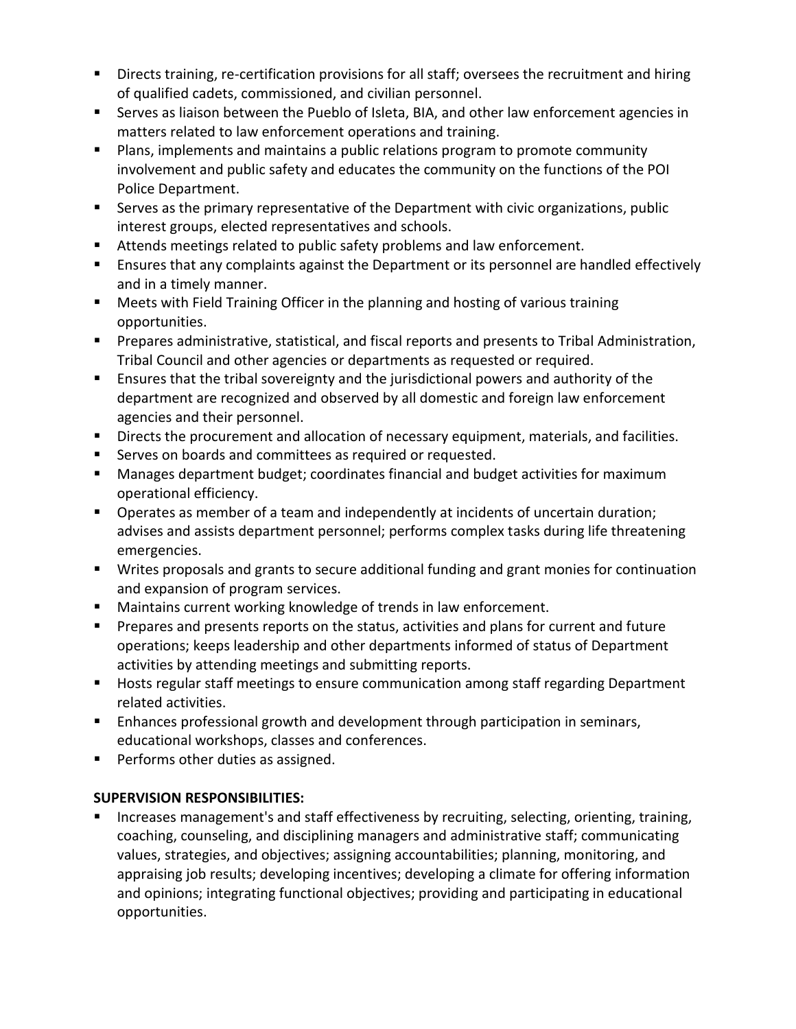- Directs training, re-certification provisions for all staff; oversees the recruitment and hiring of qualified cadets, commissioned, and civilian personnel.
- Serves as liaison between the Pueblo of Isleta, BIA, and other law enforcement agencies in matters related to law enforcement operations and training.
- Plans, implements and maintains a public relations program to promote community involvement and public safety and educates the community on the functions of the POI Police Department.
- Serves as the primary representative of the Department with civic organizations, public interest groups, elected representatives and schools.
- Attends meetings related to public safety problems and law enforcement.
- Ensures that any complaints against the Department or its personnel are handled effectively and in a timely manner.
- Meets with Field Training Officer in the planning and hosting of various training opportunities.
- Prepares administrative, statistical, and fiscal reports and presents to Tribal Administration, Tribal Council and other agencies or departments as requested or required.
- Ensures that the tribal sovereignty and the jurisdictional powers and authority of the department are recognized and observed by all domestic and foreign law enforcement agencies and their personnel.
- Directs the procurement and allocation of necessary equipment, materials, and facilities.
- Serves on boards and committees as required or requested.
- Manages department budget; coordinates financial and budget activities for maximum operational efficiency.
- Operates as member of a team and independently at incidents of uncertain duration; advises and assists department personnel; performs complex tasks during life threatening emergencies.
- Writes proposals and grants to secure additional funding and grant monies for continuation and expansion of program services.
- Maintains current working knowledge of trends in law enforcement.
- Prepares and presents reports on the status, activities and plans for current and future operations; keeps leadership and other departments informed of status of Department activities by attending meetings and submitting reports.
- Hosts regular staff meetings to ensure communication among staff regarding Department related activities.
- Enhances professional growth and development through participation in seminars, educational workshops, classes and conferences.
- Performs other duties as assigned.

**SUPERVISION RESPONSIBILITIES:**

- Increases management's and staff effectiveness by recruiting, selecting, orienting, training, coaching, counseling, and disciplining managers and administrative staff; communicating values, strategies, and objectives; assigning accountabilities; planning, monitoring, and appraising job results; developing incentives; developing a climate for offering information and opinions; integrating functional objectives; providing and participating in educational opportunities.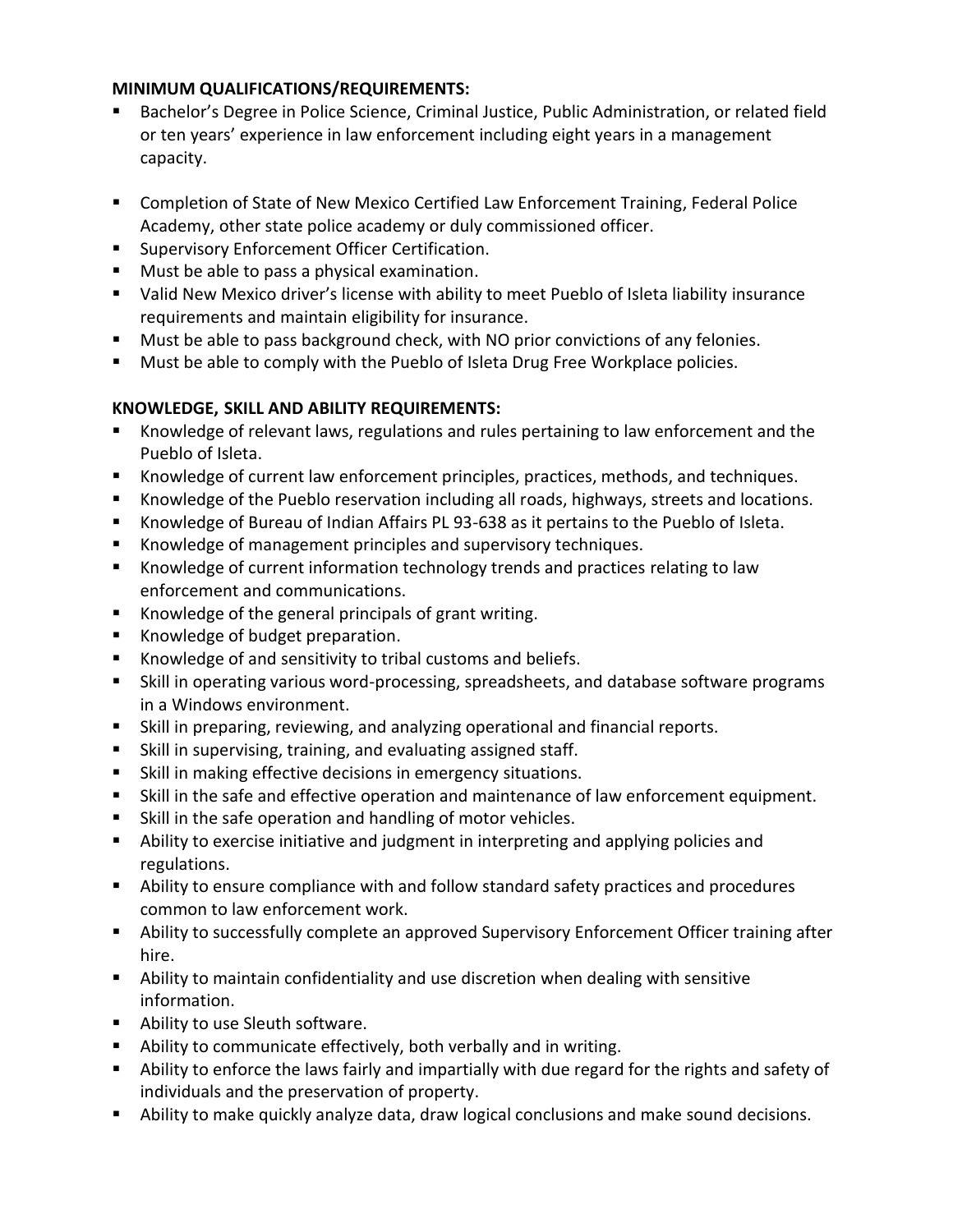**MINIMUM QUALIFICATIONS/REQUIREMENTS:**

- Bachelor's Degree in Police Science, Criminal Justice, Public Administration, or related field or ten years' experience in law enforcement including eight years in a management capacity.
- Completion of State of New Mexico Certified Law Enforcement Training, Federal Police Academy, other state police academy or duly commissioned officer.
- Supervisory Enforcement Officer Certification.
- Must be able to pass a physical examination.
- Valid New Mexico driver's license with ability to meet Pueblo of Isleta liability insurance requirements and maintain eligibility for insurance.
- Must be able to pass background check, with NO prior convictions of any felonies.
- Must be able to comply with the Pueblo of Isleta Drug Free Workplace policies.

**KNOWLEDGE, SKILL AND ABILITY REQUIREMENTS:**

- Knowledge of relevant laws, regulations and rules pertaining to law enforcement and the Pueblo of Isleta.
- Knowledge of current law enforcement principles, practices, methods, and techniques.
- Knowledge of the Pueblo reservation including all roads, highways, streets and locations.
- Knowledge of Bureau of Indian Affairs PL 93-638 as it pertains to the Pueblo of Isleta.
- Knowledge of management principles and supervisory techniques.
- Knowledge of current information technology trends and practices relating to law enforcement and communications.
- Knowledge of the general principals of grant writing.
- Knowledge of budget preparation.
- Knowledge of and sensitivity to tribal customs and beliefs.
- Skill in operating various word-processing, spreadsheets, and database software programs in a Windows environment.
- Skill in preparing, reviewing, and analyzing operational and financial reports.
- Skill in supervising, training, and evaluating assigned staff.
- Skill in making effective decisions in emergency situations.
- Skill in the safe and effective operation and maintenance of law enforcement equipment.
- Skill in the safe operation and handling of motor vehicles.
- Ability to exercise initiative and judgment in interpreting and applying policies and regulations.
- Ability to ensure compliance with and follow standard safety practices and procedures common to law enforcement work.
- Ability to successfully complete an approved Supervisory Enforcement Officer training after hire.
- Ability to maintain confidentiality and use discretion when dealing with sensitive information.
- Ability to use Sleuth software.
- Ability to communicate effectively, both verbally and in writing.
- Ability to enforce the laws fairly and impartially with due regard for the rights and safety of individuals and the preservation of property.
- Ability to make quickly analyze data, draw logical conclusions and make sound decisions.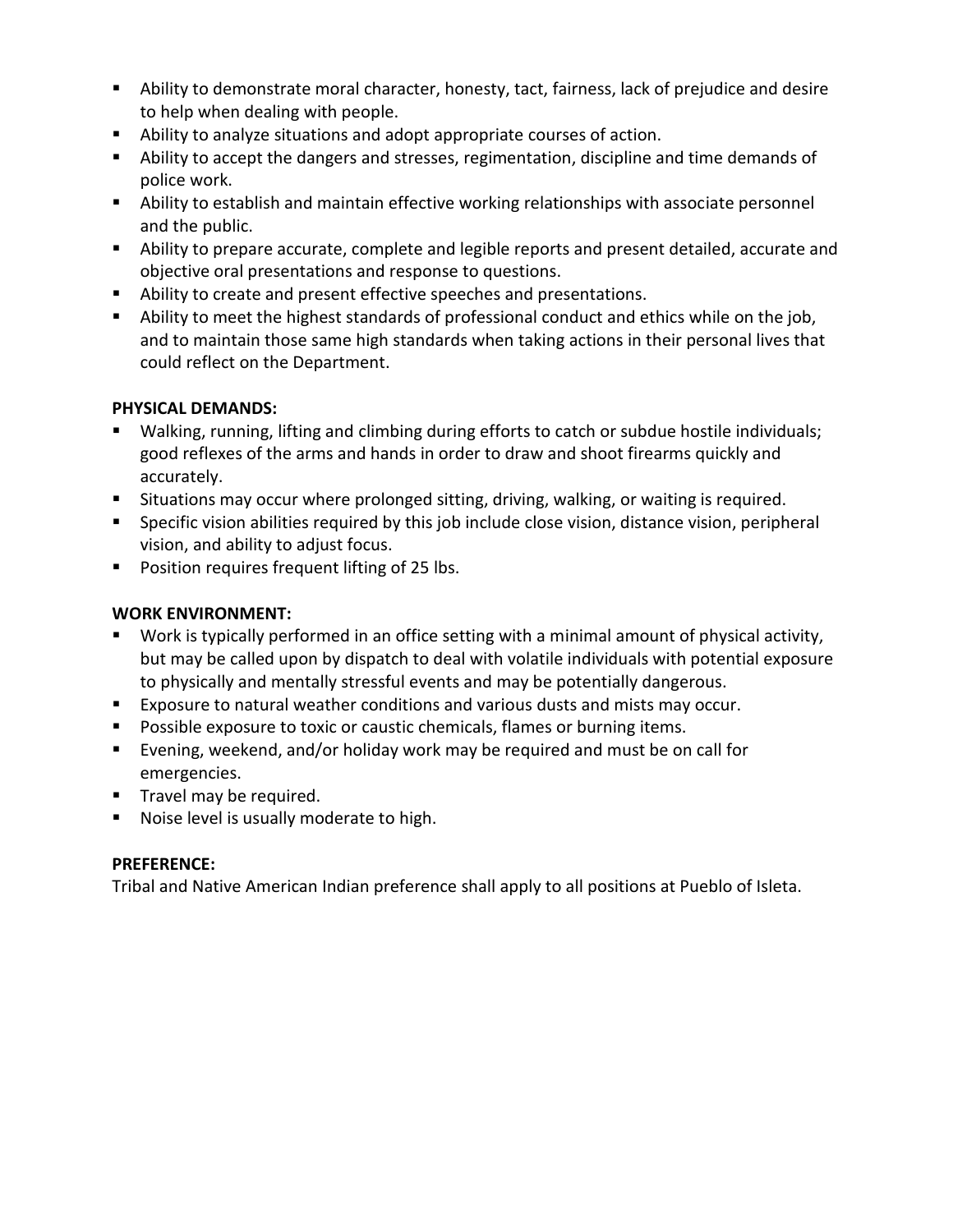- Ability to demonstrate moral character, honesty, tact, fairness, lack of prejudice and desire to help when dealing with people.
- Ability to analyze situations and adopt appropriate courses of action.
- Ability to accept the dangers and stresses, regimentation, discipline and time demands of police work.
- Ability to establish and maintain effective working relationships with associate personnel and the public.
- Ability to prepare accurate, complete and legible reports and present detailed, accurate and objective oral presentations and response to questions.
- Ability to create and present effective speeches and presentations.
- Ability to meet the highest standards of professional conduct and ethics while on the job, and to maintain those same high standards when taking actions in their personal lives that could reflect on the Department.

**PHYSICAL DEMANDS:**

- Walking, running, lifting and climbing during efforts to catch or subdue hostile individuals; good reflexes of the arms and hands in order to draw and shoot firearms quickly and accurately.
- Situations may occur where prolonged sitting, driving, walking, or waiting is required.
- Specific vision abilities required by this job include close vision, distance vision, peripheral vision, and ability to adjust focus.
- Position requires frequent lifting of 25 lbs.

**WORK ENVIRONMENT:**

- Work is typically performed in an office setting with a minimal amount of physical activity, but may be called upon by dispatch to deal with volatile individuals with potential exposure to physically and mentally stressful events and may be potentially dangerous.
- Exposure to natural weather conditions and various dusts and mists may occur.
- Possible exposure to toxic or caustic chemicals, flames or burning items.
- Evening, weekend, and/or holiday work may be required and must be on call for emergencies.
- Travel may be required.
- Noise level is usually moderate to high.

**PREFERENCE:**

Tribal and Native American Indian preference shall apply to all positions at Pueblo of Isleta.